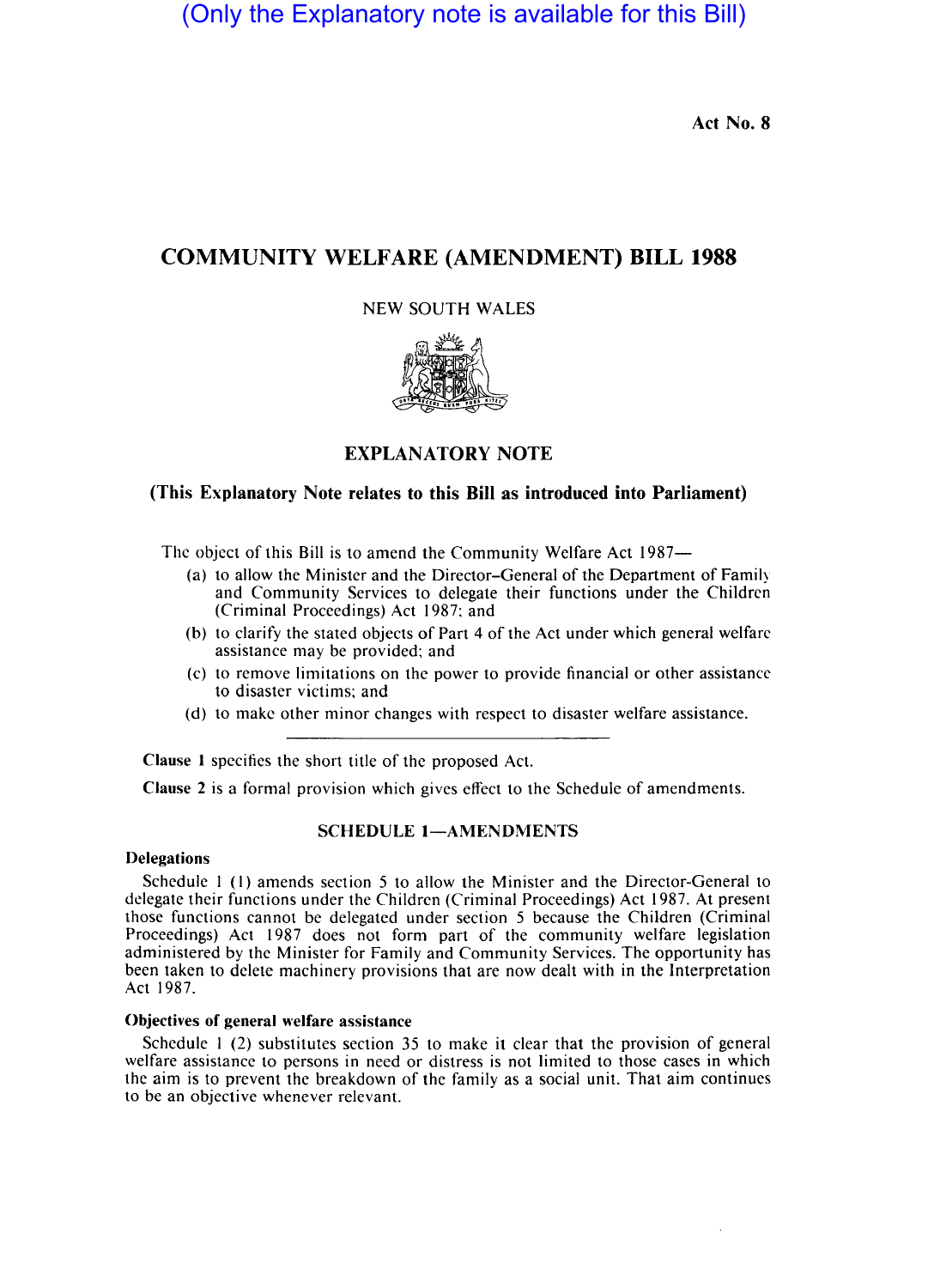(Only the Explanatory note is available for this Bill)

Act No. 8

# COMMUNITY WELFARE (AMENDMENT) BILL 1988

NEW SOUTH WALES

## EXPLANATORY NOTE

### (This Explanatory Note relates to this Bill as introduced into Parliament)

The object of this Bill is to amend the Community Welfare Act 1987—

(a) to allow the Minister and the Director-General of the Department of Family and Community Services to delegate their functions under the Children (Criminal Proceedings) Act 1987; and

(b) to clarify the stated objects of Part 4 of the Act under which general welfare assistance may be provided; and

(c) to remove limitations on the power to provide financial or other assistance to disaster victims; and

(d) to make other minor changes with respect to disaster welfare assistance.

---

**Clause 1** specifies the short title of the proposed Act.

**Clause 2** is a formal provision which gives effect to the Schedule of amendments.

### SCHEDULE 1—AMENDMENTS

**Delegations**

Schedule 1 (1) amends section 5 to allow the Minister and the Director-General to delegate their functions under the Children (Criminal Proceedings) Act 1987. At present those functions cannot be delegated under section 5 because the Children (Criminal Proceedings) Act 1987 does not form part of the community welfare legislation administered by the Minister for Family and Community Services. The opportunity has been taken to delete machinery provisions that are now dealt with in the Interpretation Act 1987.

**Objectives of general welfare assistance**

Schedule 1 (2) substitutes section 35 to make it clear that the provision of general welfare assistance to persons in need or distress is not limited to those cases in which the aim is to prevent the breakdown of the family as a social unit. That aim continues to be an objective whenever relevant.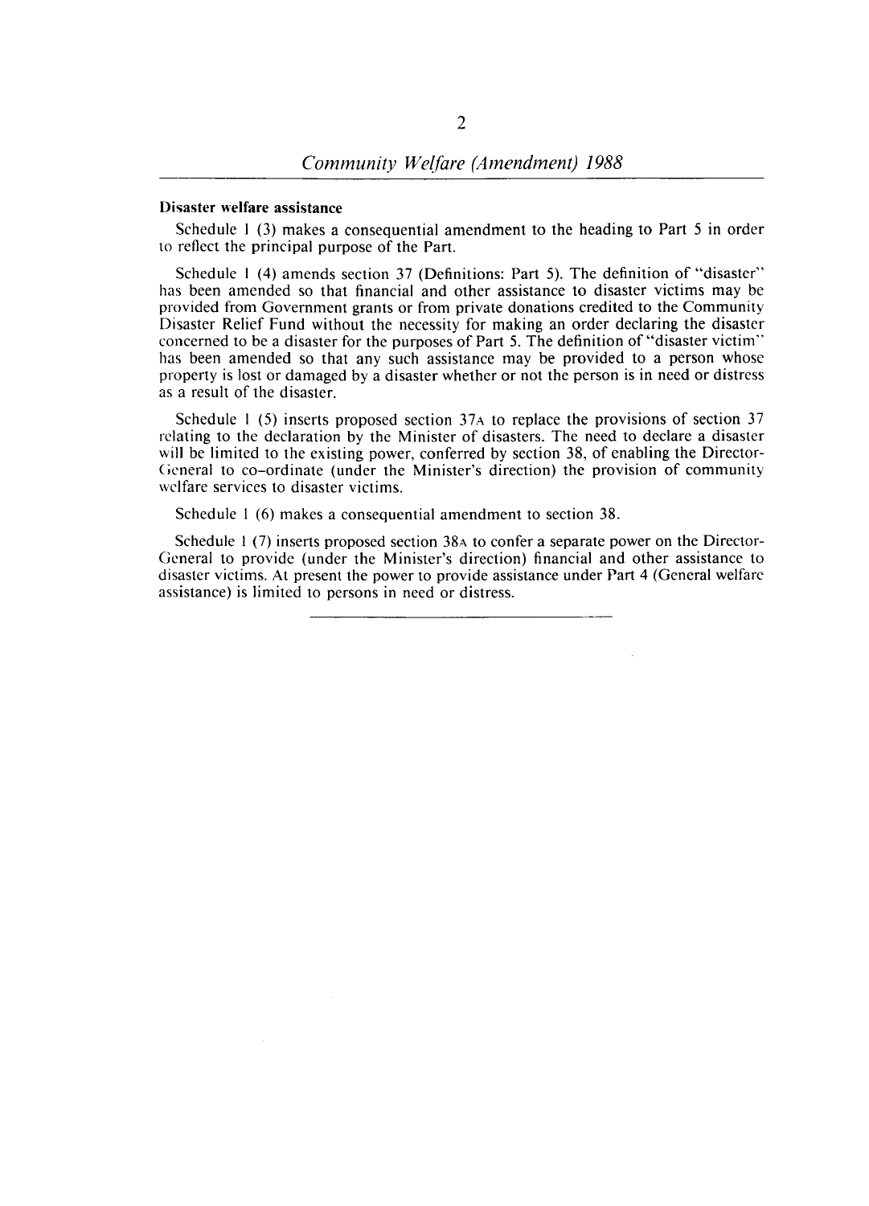**Disaster welfare assistance**

Schedule 1 (3) makes a consequential amendment to the heading to Part 5 in order to reflect the principal purpose of the Part.

Schedule 1 (4) amends section 37 (Definitions: Part 5). The definition of "disaster" has been amended so that financial and other assistance to disaster victims may be provided from Government grants or from private donations credited to the Community Disaster Relief Fund without the necessity for making an order declaring the disaster concerned to be a disaster for the purposes of Part 5. The definition of "disaster victim" has been amended so that any such assistance may be provided to a person whose property is lost or damaged by a disaster whether or not the person is in need or distress as a result of the disaster.

Schedule 1 (5) inserts proposed section 37A to replace the provisions of section 37 relating to the declaration by the Minister of disasters. The need to declare a disaster will be limited to the existing power, conferred by section 38, of enabling the Director-General to co-ordinate (under the Minister's direction) the provision of community welfare services to disaster victims.

Schedule 1 (6) makes a consequential amendment to section 38.

Schedule 1 (7) inserts proposed section 38A to confer a separate power on the Director-General to provide (under the Minister's direction) financial and other assistance to disaster victims. At present the power to provide assistance under Part 4 (General welfare assistance) is limited to persons in need or distress.